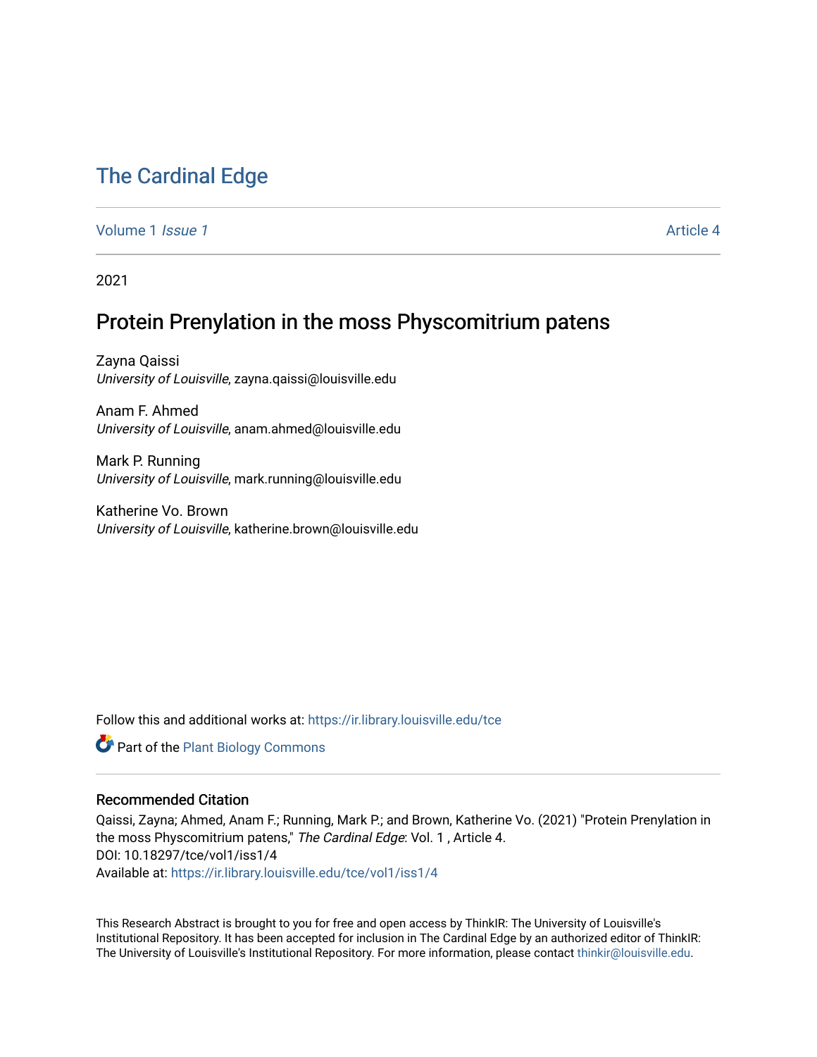# The Cardinal Edge

Volume 1 *Issue 1* Article 4

2021

## Protein Prenylation in the moss Physcomitrium patens

Zayna Qaissi
*University of Louisville*, zayna.qaissi@louisville.edu

Anam F. Ahmed
*University of Louisville*, anam.ahmed@louisville.edu

Mark P. Running
*University of Louisville*, mark.running@louisville.edu

Katherine Vo. Brown
*University of Louisville*, katherine.brown@louisville.edu

Follow this and additional works at: https://ir.library.louisville.edu/tce

Part of the Plant Biology Commons

### Recommended Citation

Qaissi, Zayna; Ahmed, Anam F.; Running, Mark P.; and Brown, Katherine Vo. (2021) "Protein Prenylation in the moss Physcomitrium patens," *The Cardinal Edge*: Vol. 1 , Article 4.
DOI: 10.18297/tce/vol1/iss1/4
Available at: https://ir.library.louisville.edu/tce/vol1/iss1/4

This Research Abstract is brought to you for free and open access by ThinkIR: The University of Louisville's Institutional Repository. It has been accepted for inclusion in The Cardinal Edge by an authorized editor of ThinkIR: The University of Louisville's Institutional Repository. For more information, please contact thinkir@louisville.edu.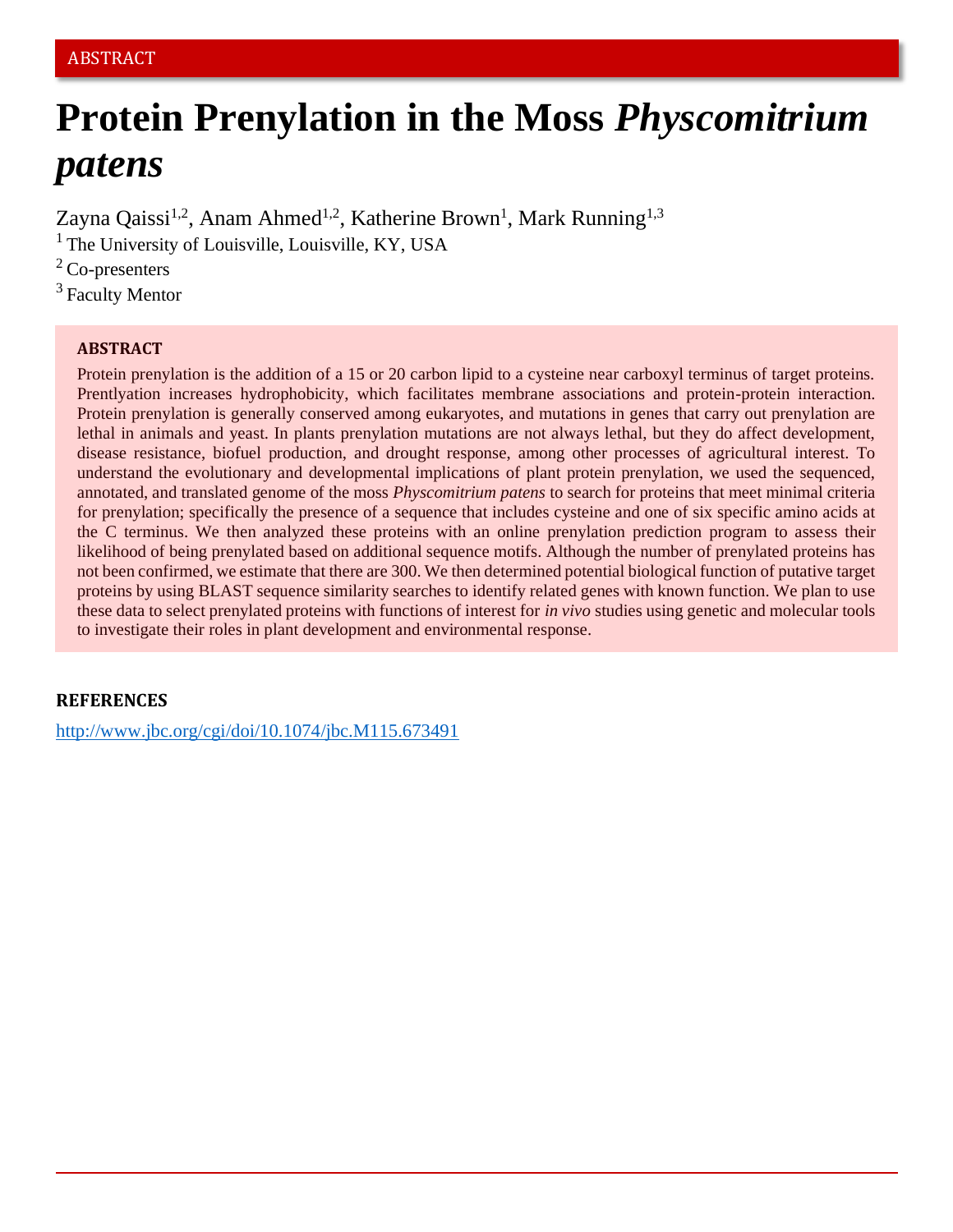ABSTRACT

# Protein Prenylation in the Moss *Physcomitrium patens*

Zayna Qaissi[1,2], Anam Ahmed[1,2], Katherine Brown[1], Mark Running[1,3]

[1] The University of Louisville, Louisville, KY, USA

[2] Co-presenters

[3] Faculty Mentor

## ABSTRACT

Protein prenylation is the addition of a 15 or 20 carbon lipid to a cysteine near carboxyl terminus of target proteins. Prentlyation increases hydrophobicity, which facilitates membrane associations and protein-protein interaction. Protein prenylation is generally conserved among eukaryotes, and mutations in genes that carry out prenylation are lethal in animals and yeast. In plants prenylation mutations are not always lethal, but they do affect development, disease resistance, biofuel production, and drought response, among other processes of agricultural interest. To understand the evolutionary and developmental implications of plant protein prenylation, we used the sequenced, annotated, and translated genome of the moss *Physcomitrium patens* to search for proteins that meet minimal criteria for prenylation; specifically the presence of a sequence that includes cysteine and one of six specific amino acids at the C terminus. We then analyzed these proteins with an online prenylation prediction program to assess their likelihood of being prenylated based on additional sequence motifs. Although the number of prenylated proteins has not been confirmed, we estimate that there are 300. We then determined potential biological function of putative target proteins by using BLAST sequence similarity searches to identify related genes with known function. We plan to use these data to select prenylated proteins with functions of interest for *in vivo* studies using genetic and molecular tools to investigate their roles in plant development and environmental response.

## REFERENCES

http://www.jbc.org/cgi/doi/10.1074/jbc.M115.673491